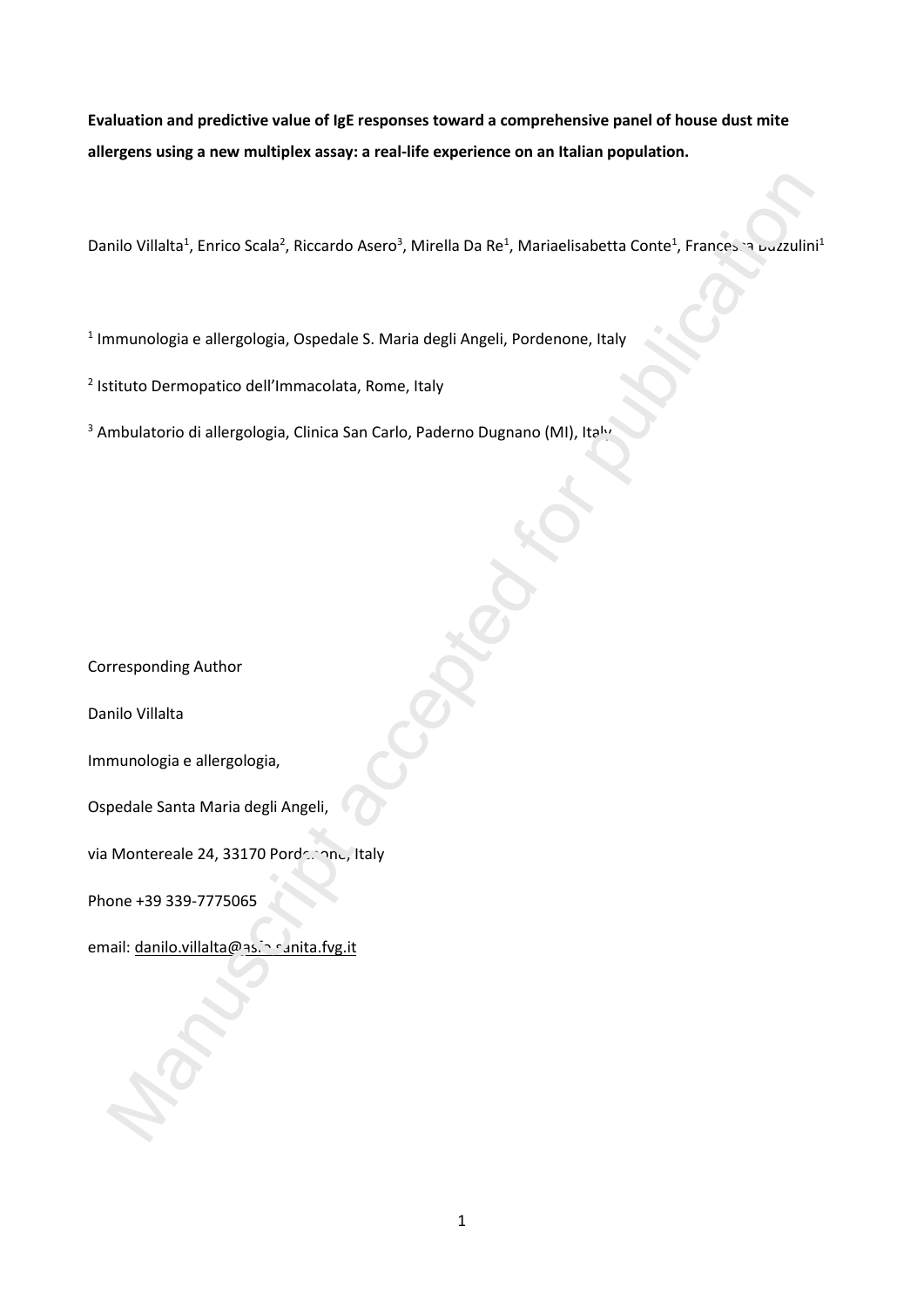**Evaluation and predictive value of IgE responses toward a comprehensive panel of house dust mite allergens using a new multiplex assay: a real-life experience on an Italian population.**

Danilo Villalta[1], Enrico Scala[2], Riccardo Asero[3], Mirella Da Re[1], Mariaelisabetta Conte[1], Francesca Buzzulini[1]

[1] Immunologia e allergologia, Ospedale S. Maria degli Angeli, Pordenone, Italy

[2] Istituto Dermopatico dell'Immacolata, Rome, Italy

[3] Ambulatorio di allergologia, Clinica San Carlo, Paderno Dugnano (MI), Italy

Corresponding Author

Danilo Villalta

Immunologia e allergologia,

Ospedale Santa Maria degli Angeli,

via Montereale 24, 33170 Pordenone, Italy

Phone +39 339-7775065

email: danilo.villalta@asfo.sanita.fvg.it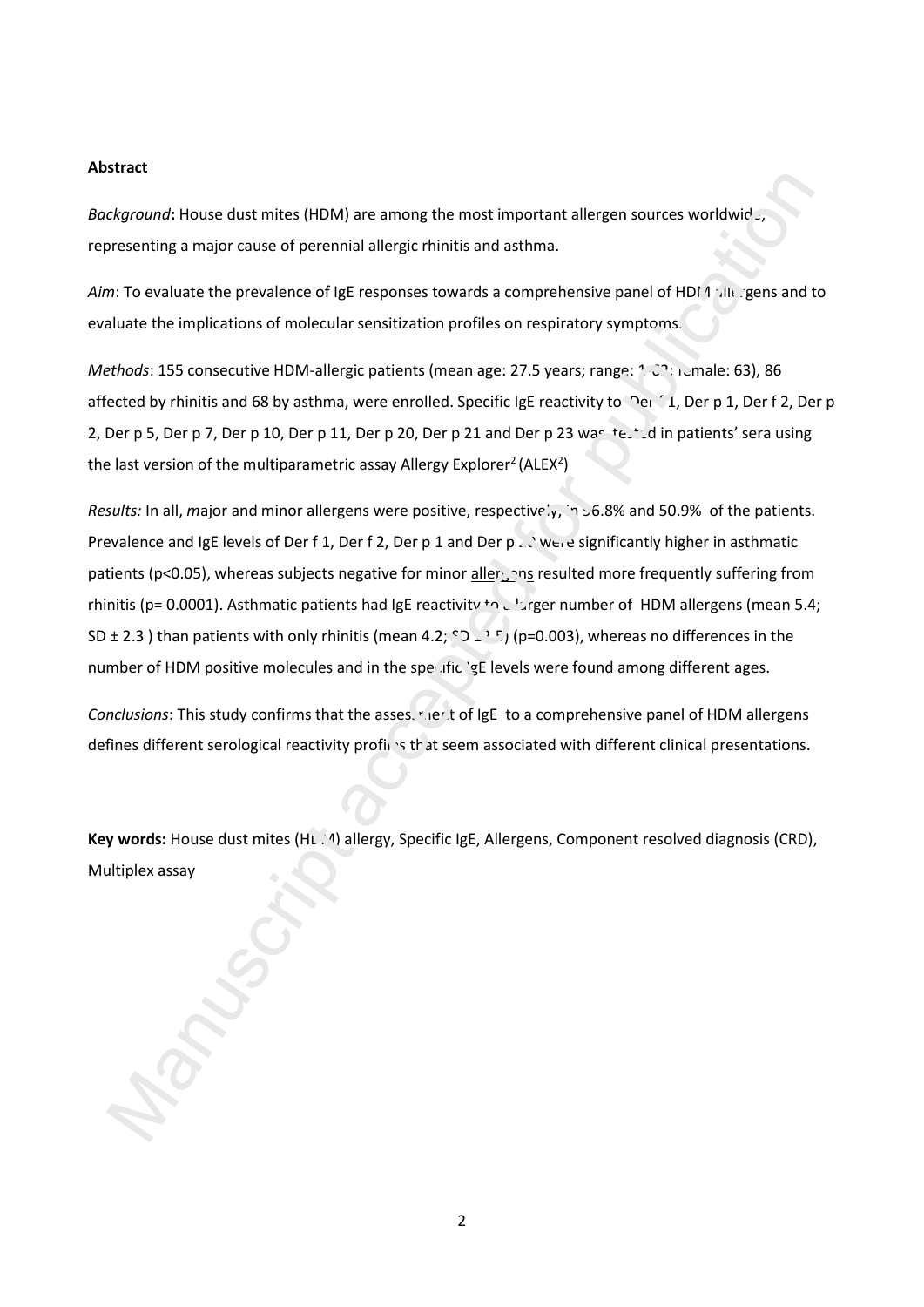**Abstract**

*Background***:** House dust mites (HDM) are among the most important allergen sources worldwide, representing a major cause of perennial allergic rhinitis and asthma.

*Aim*: To evaluate the prevalence of IgE responses towards a comprehensive panel of HDM allergens and to evaluate the implications of molecular sensitization profiles on respiratory symptoms.

*Methods*: 155 consecutive HDM-allergic patients (mean age: 27.5 years; range: 1-69; female: 63), 86 affected by rhinitis and 68 by asthma, were enrolled. Specific IgE reactivity to Der f 1, Der p 1, Der f 2, Der p 2, Der p 5, Der p 7, Der p 10, Der p 11, Der p 20, Der p 21 and Der p 23 was tested in patients' sera using the last version of the multiparametric assay Allergy Explorer[2] ($ALEX^2$)

*Results:* In all, *m*ajor and minor allergens were positive, respectively, in 96.8% and 50.9% of the patients. Prevalence and IgE levels of Der f 1, Der f 2, Der p 1 and Der p 2 were significantly higher in asthmatic patients ($p<0.05$), whereas subjects negative for minor allergens resulted more frequently suffering from rhinitis ($p= 0.0001$). Asthmatic patients had IgE reactivity to a larger number of HDM allergens (mean 5.4; SD ± 2.3 ) than patients with only rhinitis (mean 4.2; SD ± 2.5) ($p=0.003$), whereas no differences in the number of HDM positive molecules and in the specific IgE levels were found among different ages.

*Conclusions*: This study confirms that the assessment of IgE to a comprehensive panel of HDM allergens defines different serological reactivity profiles that seem associated with different clinical presentations.

**Key words:** House dust mites (HDM) allergy, Specific IgE, Allergens, Component resolved diagnosis (CRD), Multiplex assay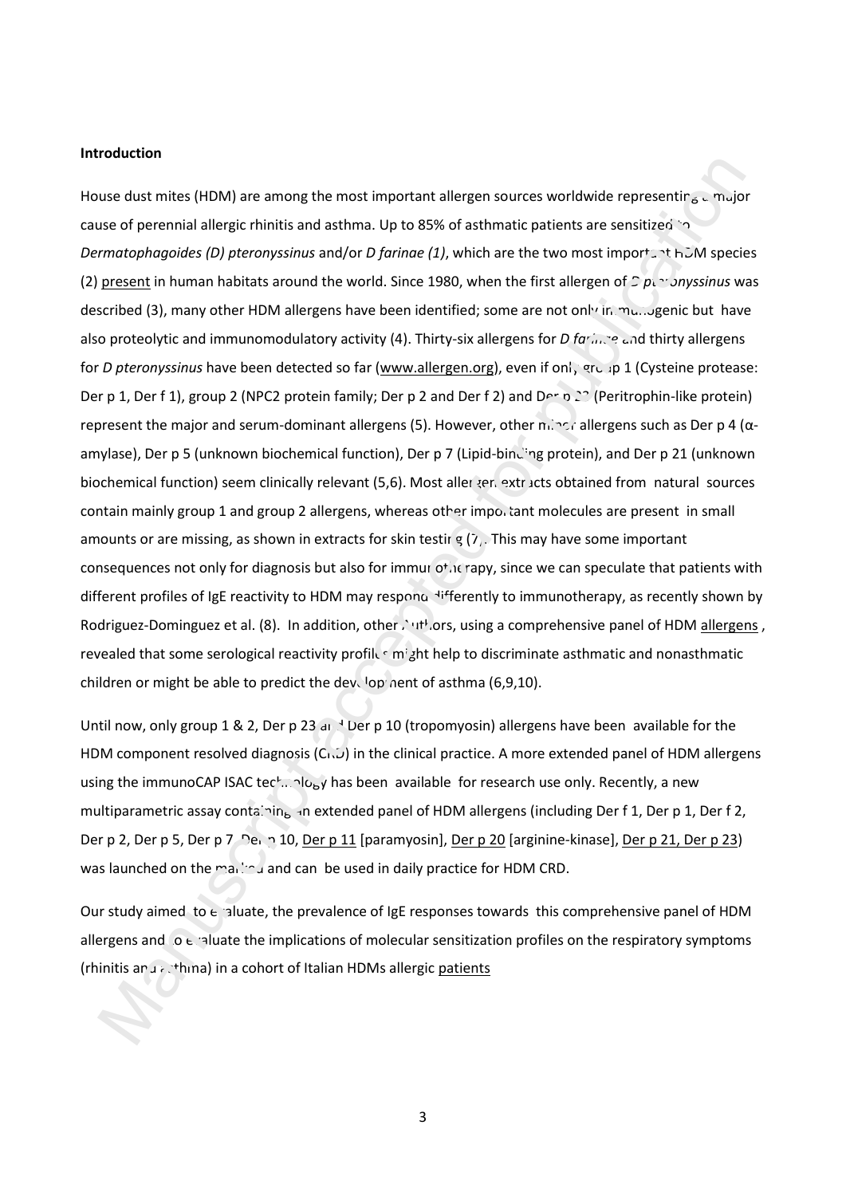**Introduction**

House dust mites (HDM) are among the most important allergen sources worldwide representing a major cause of perennial allergic rhinitis and asthma. Up to 85% of asthmatic patients are sensitized to *Dermatophagoides (D) pteronyssinus* and/or *D farinae (1)*, which are the two most important HDM species (2) present in human habitats around the world. Since 1980, when the first allergen of *D pteronyssinus* was described (3), many other HDM allergens have been identified; some are not only immunogenic but have also proteolytic and immunomodulatory activity (4). Thirty-six allergens for *D farinae* and thirty allergens for *D pteronyssinus* have been detected so far (www.allergen.org), even if only group 1 (Cysteine protease: Der p 1, Der f 1), group 2 (NPC2 protein family; Der p 2 and Der f 2) and Der p 23 (Peritrophin-like protein) represent the major and serum-dominant allergens (5). However, other minor allergens such as Der p 4 (α-amylase), Der p 5 (unknown biochemical function), Der p 7 (Lipid-binding protein), and Der p 21 (unknown biochemical function) seem clinically relevant (5,6). Most allergen extracts obtained from natural sources contain mainly group 1 and group 2 allergens, whereas other important molecules are present in small amounts or are missing, as shown in extracts for skin testing (7). This may have some important consequences not only for diagnosis but also for immunotherapy, since we can speculate that patients with different profiles of IgE reactivity to HDM may respond differently to immunotherapy, as recently shown by Rodriguez-Dominguez et al. (8). In addition, other Authors, using a comprehensive panel of HDM allergens, revealed that some serological reactivity profiles might help to discriminate asthmatic and nonasthmatic children or might be able to predict the development of asthma (6,9,10).

Until now, only group 1 & 2, Der p 23 and Der p 10 (tropomyosin) allergens have been available for the HDM component resolved diagnosis (CRD) in the clinical practice. A more extended panel of HDM allergens using the immunoCAP ISAC technology has been available for research use only. Recently, a new multiparametric assay containing an extended panel of HDM allergens (including Der f 1, Der p 1, Der f 2, Der p 2, Der p 5, Der p 7, Der p 10, Der p 11 [paramyosin], Der p 20 [arginine-kinase], Der p 21, Der p 23) was launched on the market and can be used in daily practice for HDM CRD.

Our study aimed to evaluate, the prevalence of IgE responses towards this comprehensive panel of HDM allergens and to evaluate the implications of molecular sensitization profiles on the respiratory symptoms (rhinitis and asthma) in a cohort of Italian HDMs allergic patients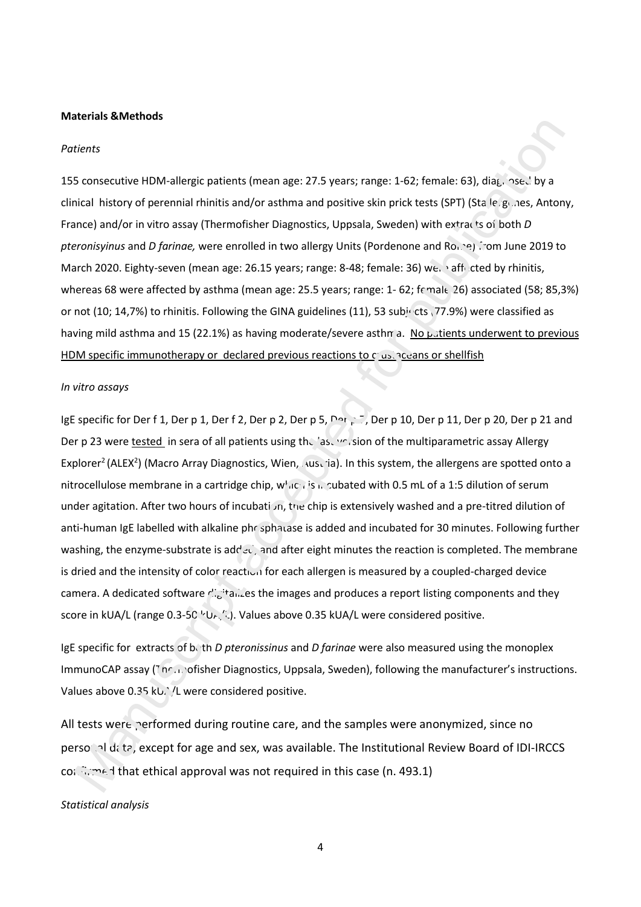**Materials &Methods**

*Patients*

155 consecutive HDM-allergic patients (mean age: 27.5 years; range: 1-62; female: 63), diagnosed by a clinical history of perennial rhinitis and/or asthma and positive skin prick tests (SPT) (Stallergenes, Antony, France) and/or in vitro assay (Thermofisher Diagnostics, Uppsala, Sweden) with extracts of both *D pteronisyinus* and *D farinae,* were enrolled in two allergy Units (Pordenone and Rome) from June 2019 to March 2020. Eighty-seven (mean age: 26.15 years; range: 8-48; female: 36) were affected by rhinitis, whereas 68 were affected by asthma (mean age: 25.5 years; range: 1- 62; female 26) associated (58; 85,3%) or not (10; 14,7%) to rhinitis. Following the GINA guidelines (11), 53 subjects (77.9%) were classified as having mild asthma and 15 (22.1%) as having moderate/severe asthma. No patients underwent to previous HDM specific immunotherapy or declared previous reactions to crustaceans or shellfish

*In vitro assays*

IgE specific for Der f 1, Der p 1, Der f 2, Der p 2, Der p 5, Der p 7, Der p 10, Der p 11, Der p 20, Der p 21 and Der p 23 were tested in sera of all patients using the last version of the multiparametric assay Allergy Explorer[2] (ALEX[2]) (Macro Array Diagnostics, Wien, Austria). In this system, the allergens are spotted onto a nitrocellulose membrane in a cartridge chip, which is incubated with 0.5 mL of a 1:5 dilution of serum under agitation. After two hours of incubation, the chip is extensively washed and a pre-titred dilution of anti-human IgE labelled with alkaline phosphatase is added and incubated for 30 minutes. Following further washing, the enzyme-substrate is added, and after eight minutes the reaction is completed. The membrane is dried and the intensity of color reaction for each allergen is measured by a coupled-charged device camera. A dedicated software digitalizes the images and produces a report listing components and they score in kUA/L (range 0.3-50 kUA/L). Values above 0.35 kUA/L were considered positive.

IgE specific for extracts of both *D pteronissinus* and *D farinae* were also measured using the monoplex ImmunoCAP assay (Thermofisher Diagnostics, Uppsala, Sweden), following the manufacturer's instructions. Values above 0.35 kUA/L were considered positive.

All tests were performed during routine care, and the samples were anonymized, since no personal data, except for age and sex, was available. The Institutional Review Board of IDI-IRCCS confirmed that ethical approval was not required in this case (n. 493.1)

*Statistical analysis*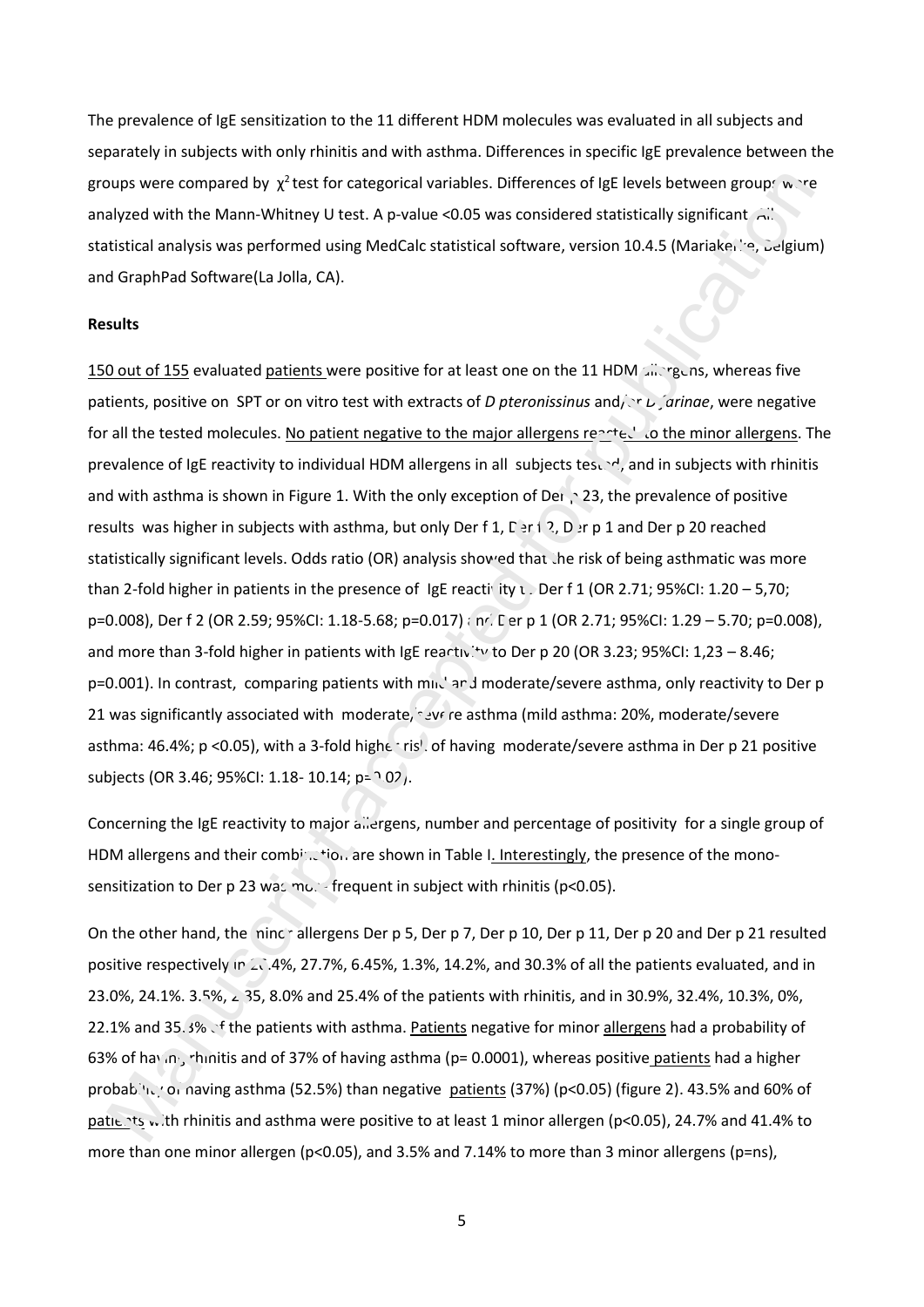The prevalence of IgE sensitization to the 11 different HDM molecules was evaluated in all subjects and separately in subjects with only rhinitis and with asthma. Differences in specific IgE prevalence between the groups were compared by $\chi^2$ test for categorical variables. Differences of IgE levels between groups were analyzed with the Mann-Whitney U test. A p-value <0.05 was considered statistically significant. All statistical analysis was performed using MedCalc statistical software, version 10.4.5 (Mariakerke, Belgium) and GraphPad Software(La Jolla, CA).

**Results**

150 out of 155 evaluated patients were positive for at least one on the 11 HDM allergens, whereas five patients, positive on SPT or on vitro test with extracts of *D pteronissinus* and/or *D farinae*, were negative for all the tested molecules. No patient negative to the major allergens reacted to the minor allergens. The prevalence of IgE reactivity to individual HDM allergens in all subjects tested, and in subjects with rhinitis and with asthma is shown in Figure 1. With the only exception of Der p 23, the prevalence of positive results was higher in subjects with asthma, but only Der f 1, Der f 2, Der p 1 and Der p 20 reached statistically significant levels. Odds ratio (OR) analysis showed that the risk of being asthmatic was more than 2-fold higher in patients in the presence of IgE reactivity to Der f 1 (OR 2.71; 95%CI: 1.20 – 5,70; p=0.008), Der f 2 (OR 2.59; 95%CI: 1.18-5.68; p=0.017) and Der p 1 (OR 2.71; 95%CI: 1.29 – 5.70; p=0.008), and more than 3-fold higher in patients with IgE reactivity to Der p 20 (OR 3.23; 95%CI: 1,23 – 8.46; p=0.001). In contrast, comparing patients with mild and moderate/severe asthma, only reactivity to Der p 21 was significantly associated with moderate/severe asthma (mild asthma: 20%, moderate/severe asthma: 46.4%; p <0.05), with a 3-fold higher risk of having moderate/severe asthma in Der p 21 positive subjects (OR 3.46; 95%CI: 1.18- 10.14; p=0.02).

Concerning the IgE reactivity to major allergens, number and percentage of positivity for a single group of HDM allergens and their combination are shown in Table I. Interestingly, the presence of the mono-sensitization to Der p 23 was more frequent in subject with rhinitis (p<0.05).

On the other hand, the minor allergens Der p 5, Der p 7, Der p 10, Der p 11, Der p 20 and Der p 21 resulted positive respectively in 26.4%, 27.7%, 6.45%, 1.3%, 14.2%, and 30.3% of all the patients evaluated, and in 23.0%, 24.1%. 3.5%, 2.35, 8.0% and 25.4% of the patients with rhinitis, and in 30.9%, 32.4%, 10.3%, 0%, 22.1% and 35.3% of the patients with asthma. Patients negative for minor allergens had a probability of 63% of having rhinitis and of 37% of having asthma (p= 0.0001), whereas positive patients had a higher probability of having asthma (52.5%) than negative patients (37%) (p<0.05) (figure 2). 43.5% and 60% of patients with rhinitis and asthma were positive to at least 1 minor allergen (p<0.05), 24.7% and 41.4% to more than one minor allergen (p<0.05), and 3.5% and 7.14% to more than 3 minor allergens (p=ns),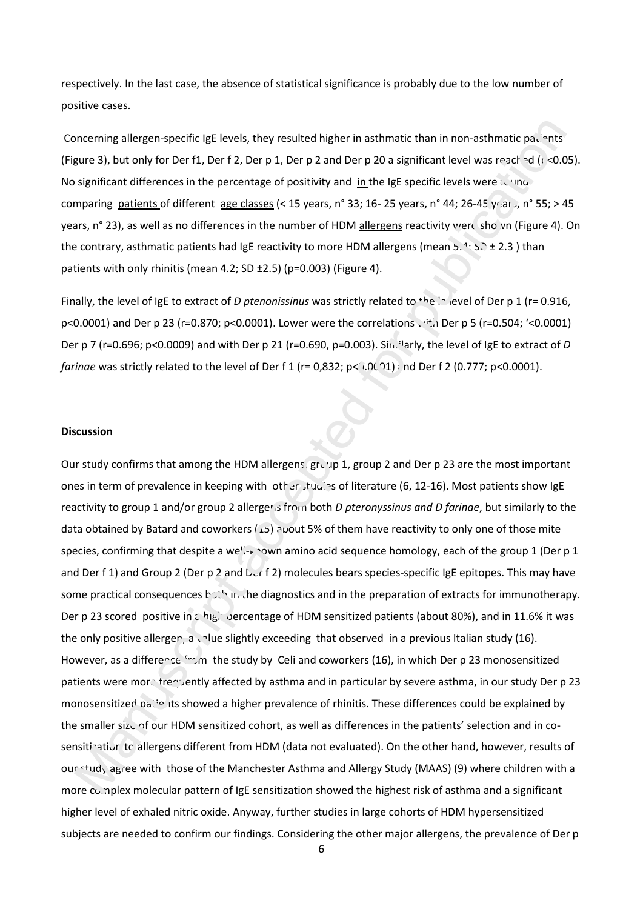respectively. In the last case, the absence of statistical significance is probably due to the low number of positive cases.

Concerning allergen-specific IgE levels, they resulted higher in asthmatic than in non-asthmatic patients (Figure 3), but only for Der f1, Der f 2, Der p 1, Der p 2 and Der p 20 a significant level was reached ($p<0.05$). No significant differences in the percentage of positivity and in the IgE specific levels were found comparing patients of different age classes (< 15 years, n° 33; 16- 25 years, n° 44; 26-45 years, n° 55; > 45 years, n° 23), as well as no differences in the number of HDM allergens reactivity were shown (Figure 4). On the contrary, asthmatic patients had IgE reactivity to more HDM allergens (mean 5.4; SD ± 2.3 ) than patients with only rhinitis (mean 4.2; SD ±2.5) ($p=0.003$) (Figure 4).

Finally, the level of IgE to extract of *D ptenonissinus* was strictly related to the level of Der p 1 ($r= 0.916$, $p<0.0001$) and Der p 23 ($r=0.870$; $p<0.0001$). Lower were the correlations with Der p 5 ($r=0.504$; '<0.0001) Der p 7 ($r=0.696$; $p<0.0009$) and with Der p 21 ($r=0.690$, $p=0.003$). Similarly, the level of IgE to extract of *D farinae* was strictly related to the level of Der f 1 (r= 0,832; $p<0.0001$) and Der f 2 (0.777; $p<0.0001$).

## Discussion

Our study confirms that among the HDM allergens, group 1, group 2 and Der p 23 are the most important ones in term of prevalence in keeping with other studies of literature (6, 12-16). Most patients show IgE reactivity to group 1 and/or group 2 allergens from both *D pteronyssinus and D farinae*, but similarly to the data obtained by Batard and coworkers (15) about 5% of them have reactivity to only one of those mite species, confirming that despite a well-known amino acid sequence homology, each of the group 1 (Der p 1 and Der f 1) and Group 2 (Der p 2 and Der f 2) molecules bears species-specific IgE epitopes. This may have some practical consequences both in the diagnostics and in the preparation of extracts for immunotherapy. Der p 23 scored positive in a high percentage of HDM sensitized patients (about 80%), and in 11.6% it was the only positive allergen, a value slightly exceeding that observed in a previous Italian study (16). However, as a difference from the study by Celi and coworkers (16), in which Der p 23 monosensitized patients were more frequently affected by asthma and in particular by severe asthma, in our study Der p 23 monosensitized patients showed a higher prevalence of rhinitis. These differences could be explained by the smaller size of our HDM sensitized cohort, as well as differences in the patients' selection and in co-sensitization to allergens different from HDM (data not evaluated). On the other hand, however, results of our study agree with those of the Manchester Asthma and Allergy Study (MAAS) (9) where children with a more complex molecular pattern of IgE sensitization showed the highest risk of asthma and a significant higher level of exhaled nitric oxide. Anyway, further studies in large cohorts of HDM hypersensitized subjects are needed to confirm our findings. Considering the other major allergens, the prevalence of Der p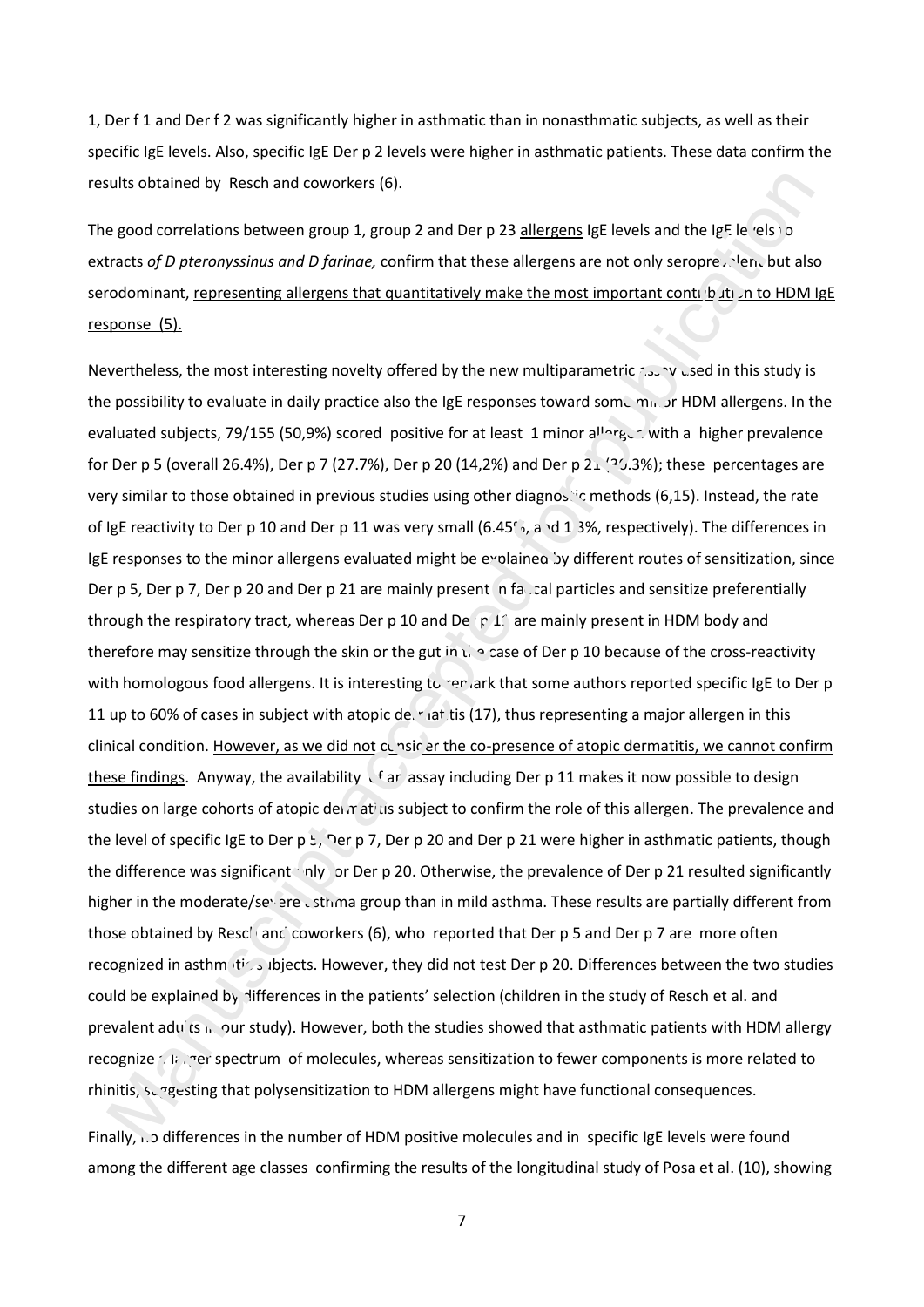1, Der f 1 and Der f 2 was significantly higher in asthmatic than in nonasthmatic subjects, as well as their specific IgE levels. Also, specific IgE Der p 2 levels were higher in asthmatic patients. These data confirm the results obtained by Resch and coworkers (6).

The good correlations between group 1, group 2 and Der p 23 allergens IgE levels and the IgE levels to extracts *of D pteronyssinus and D farinae,* confirm that these allergens are not only seroprevalent but also serodominant, representing allergens that quantitatively make the most important contribution to HDM IgE response (5).

Nevertheless, the most interesting novelty offered by the new multiparametric assay used in this study is the possibility to evaluate in daily practice also the IgE responses toward some minor HDM allergens. In the evaluated subjects, 79/155 (50,9%) scored positive for at least 1 minor allergen with a higher prevalence for Der p 5 (overall 26.4%), Der p 7 (27.7%), Der p 20 (14,2%) and Der p 21 (30.3%); these percentages are very similar to those obtained in previous studies using other diagnostic methods (6,15). Instead, the rate of IgE reactivity to Der p 10 and Der p 11 was very small (6.45%, and 1.3%, respectively). The differences in IgE responses to the minor allergens evaluated might be explained by different routes of sensitization, since Der p 5, Der p 7, Der p 20 and Der p 21 are mainly present in faecal particles and sensitize preferentially through the respiratory tract, whereas Der p 10 and Der p 11 are mainly present in HDM body and therefore may sensitize through the skin or the gut in the case of Der p 10 because of the cross-reactivity with homologous food allergens. It is interesting to remark that some authors reported specific IgE to Der p 11 up to 60% of cases in subject with atopic dermatitis (17), thus representing a major allergen in this clinical condition. However, as we did not consider the co-presence of atopic dermatitis, we cannot confirm these findings. Anyway, the availability of an assay including Der p 11 makes it now possible to design studies on large cohorts of atopic dermatitis subject to confirm the role of this allergen. The prevalence and the level of specific IgE to Der p 5, Der p 7, Der p 20 and Der p 21 were higher in asthmatic patients, though the difference was significant only for Der p 20. Otherwise, the prevalence of Der p 21 resulted significantly higher in the moderate/severe asthma group than in mild asthma. These results are partially different from those obtained by Resch and coworkers (6), who reported that Der p 5 and Der p 7 are more often recognized in asthmatic subjects. However, they did not test Der p 20. Differences between the two studies could be explained by differences in the patients' selection (children in the study of Resch et al. and prevalent adults in our study). However, both the studies showed that asthmatic patients with HDM allergy recognize a larger spectrum of molecules, whereas sensitization to fewer components is more related to rhinitis, suggesting that polysensitization to HDM allergens might have functional consequences.

Finally, no differences in the number of HDM positive molecules and in specific IgE levels were found among the different age classes confirming the results of the longitudinal study of Posa et al. (10), showing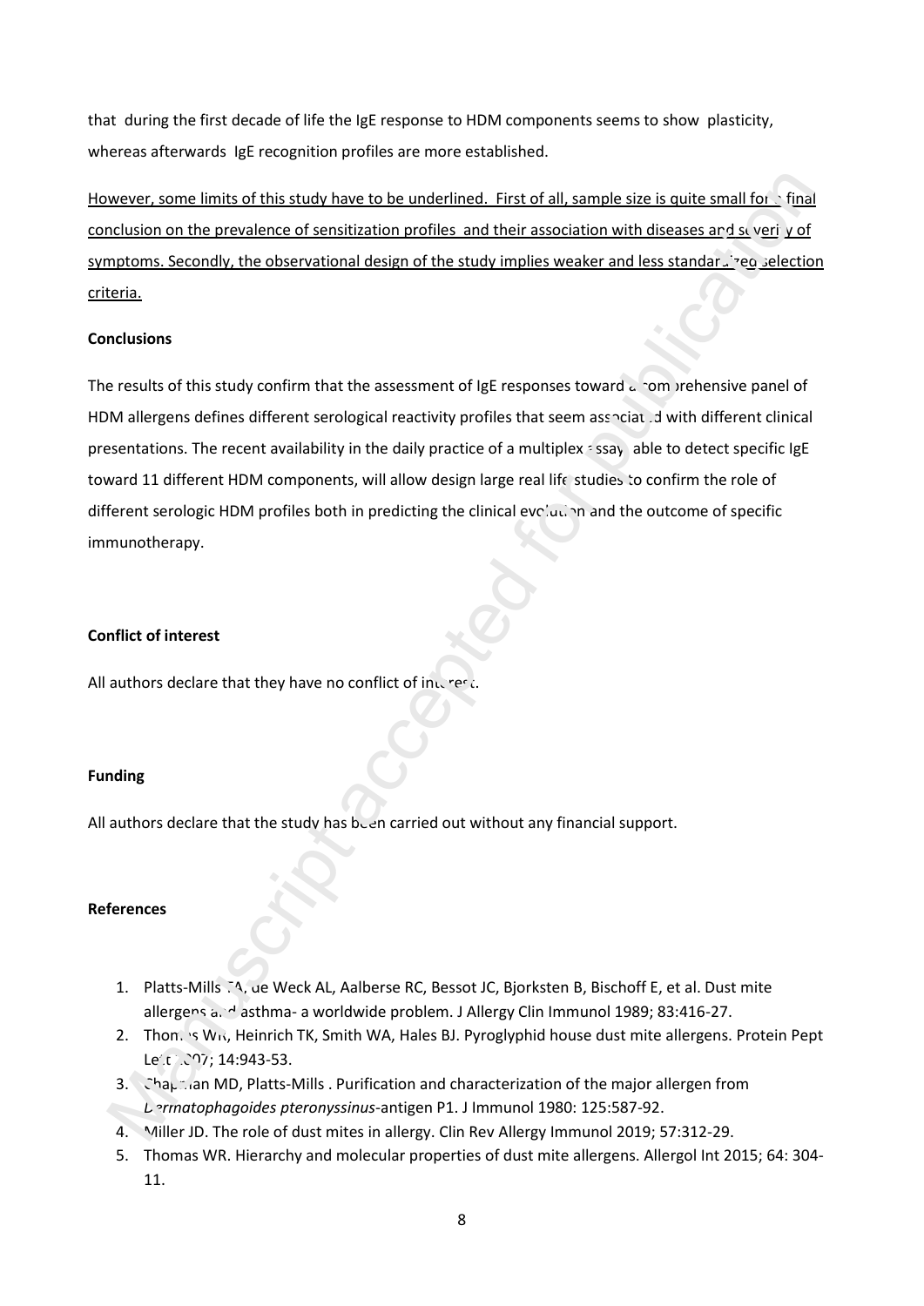that during the first decade of life the IgE response to HDM components seems to show plasticity, whereas afterwards IgE recognition profiles are more established.

<u>However, some limits of this study have to be underlined. First of all, sample size is quite small for a final conclusion on the prevalence of sensitization profiles and their association with diseases and severity of symptoms. Secondly, the observational design of the study implies weaker and less standardized selection criteria.</u>

**Conclusions**

The results of this study confirm that the assessment of IgE responses toward a comprehensive panel of HDM allergens defines different serological reactivity profiles that seem associated with different clinical presentations. The recent availability in the daily practice of a multiplex assay able to detect specific IgE toward 11 different HDM components, will allow design large real life studies to confirm the role of different serologic HDM profiles both in predicting the clinical evolution and the outcome of specific immunotherapy.

**Conflict of interest**

All authors declare that they have no conflict of interest.

**Funding**

All authors declare that the study has been carried out without any financial support.

**References**

1. Platts-Mills TA, de Weck AL, Aalberse RC, Bessot JC, Bjorksten B, Bischoff E, et al. Dust mite allergens and asthma- a worldwide problem. J Allergy Clin Immunol 1989; 83:416-27.
2. Thomas WR, Heinrich TK, Smith WA, Hales BJ. Pyroglyphid house dust mite allergens. Protein Pept Lett 2007; 14:943-53.
3. Chapman MD, Platts-Mills . Purification and characterization of the major allergen from *Dermatophagoides pteronyssinus*-antigen P1. J Immunol 1980: 125:587-92.
4. Miller JD. The role of dust mites in allergy. Clin Rev Allergy Immunol 2019; 57:312-29.
5. Thomas WR. Hierarchy and molecular properties of dust mite allergens. Allergol Int 2015; 64: 304-11.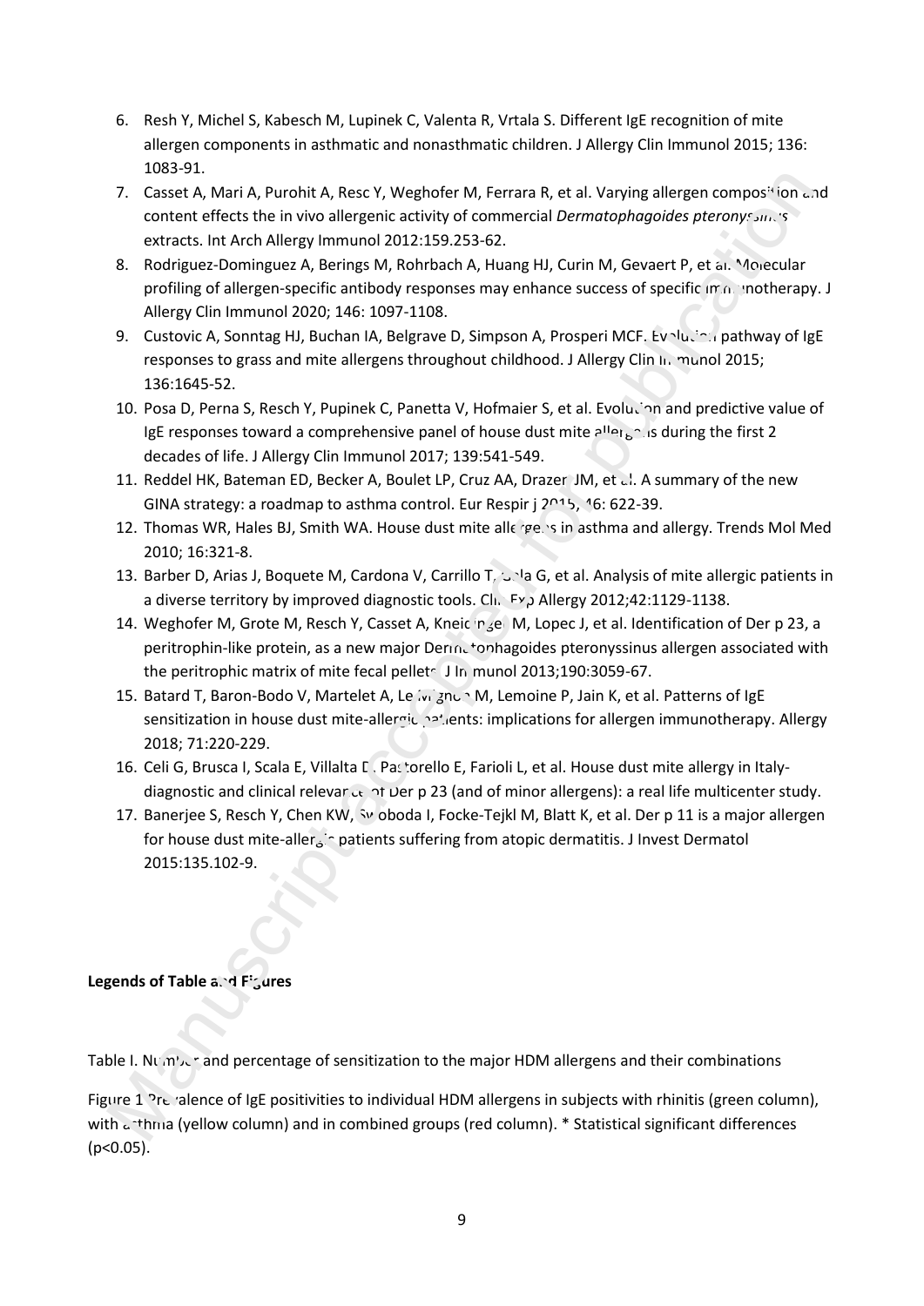6. Resh Y, Michel S, Kabesch M, Lupinek C, Valenta R, Vrtala S. Different IgE recognition of mite allergen components in asthmatic and nonasthmatic children. J Allergy Clin Immunol 2015; 136: 1083-91.
7. Casset A, Mari A, Purohit A, Resc Y, Weghofer M, Ferrara R, et al. Varying allergen composition and content effects the in vivo allergenic activity of commercial *Dermatophagoides pteronyssinus* extracts. Int Arch Allergy Immunol 2012:159.253-62.
8. Rodriguez-Dominguez A, Berings M, Rohrbach A, Huang HJ, Curin M, Gevaert P, et al. Molecular profiling of allergen-specific antibody responses may enhance success of specific immunotherapy. J Allergy Clin Immunol 2020; 146: 1097-1108.
9. Custovic A, Sonntag HJ, Buchan IA, Belgrave D, Simpson A, Prosperi MCF. Evolution pathway of IgE responses to grass and mite allergens throughout childhood. J Allergy Clin Immunol 2015; 136:1645-52.
10. Posa D, Perna S, Resch Y, Pupinek C, Panetta V, Hofmaier S, et al. Evolution and predictive value of IgE responses toward a comprehensive panel of house dust mite allergens during the first 2 decades of life. J Allergy Clin Immunol 2017; 139:541-549.
11. Reddel HK, Bateman ED, Becker A, Boulet LP, Cruz AA, Drazen JM, et al. A summary of the new GINA strategy: a roadmap to asthma control. Eur Respir j 2015, 46: 622-39.
12. Thomas WR, Hales BJ, Smith WA. House dust mite allergens in asthma and allergy. Trends Mol Med 2010; 16:321-8.
13. Barber D, Arias J, Boquete M, Cardona V, Carrillo T, Sala G, et al. Analysis of mite allergic patients in a diverse territory by improved diagnostic tools. Clin Exp Allergy 2012;42:1129-1138.
14. Weghofer M, Grote M, Resch Y, Casset A, Kneidinger M, Lopec J, et al. Identification of Der p 23, a peritrophin-like protein, as a new major Dermatophagoides pteronyssinus allergen associated with the peritrophic matrix of mite fecal pellets. J Immunol 2013;190:3059-67.
15. Batard T, Baron-Bodo V, Martelet A, Le Mignon M, Lemoine P, Jain K, et al. Patterns of IgE sensitization in house dust mite-allergic patients: implications for allergen immunotherapy. Allergy 2018; 71:220-229.
16. Celi G, Brusca I, Scala E, Villalta D, Pastorello E, Farioli L, et al. House dust mite allergy in Italy-diagnostic and clinical relevance of Der p 23 (and of minor allergens): a real life multicenter study.
17. Banerjee S, Resch Y, Chen KW, Swoboda I, Focke-Tejkl M, Blatt K, et al. Der p 11 is a major allergen for house dust mite-allergic patients suffering from atopic dermatitis. J Invest Dermatol 2015:135.102-9.

**Legends of Table and Figures**

Table I. Number and percentage of sensitization to the major HDM allergens and their combinations

Figure 1 Prevalence of IgE positivities to individual HDM allergens in subjects with rhinitis (green column), with asthma (yellow column) and in combined groups (red column). * Statistical significant differences ($p<0.05$).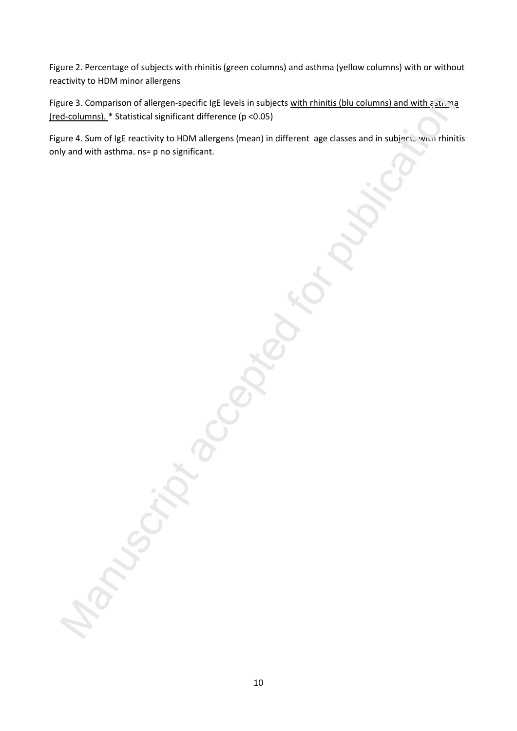Figure 2. Percentage of subjects with rhinitis (green columns) and asthma (yellow columns) with or without reactivity to HDM minor allergens

Figure 3. Comparison of allergen-specific IgE levels in subjects with rhinitis (blu columns) and with asthma (red-columns). * Statistical significant difference ($p < 0.05$)

Figure 4. Sum of IgE reactivity to HDM allergens (mean) in different age classes and in subjects with rhinitis only and with asthma. ns= p no significant.